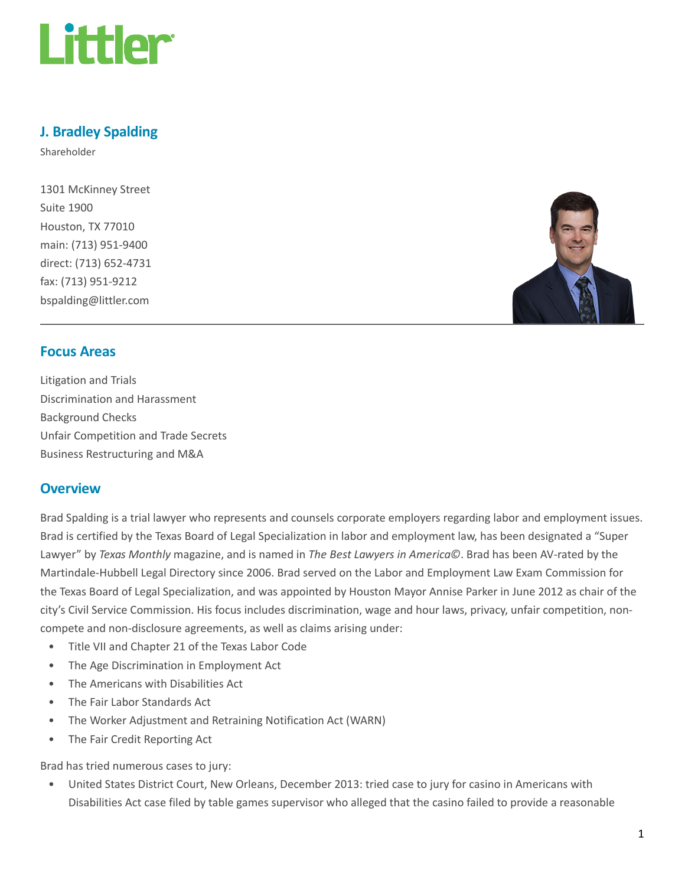# J. Bradley Spalding

Shareholder

1301 McKinney Street
Suite 1900
Houston, TX 77010
main: (713) 951-9400
direct: (713) 652-4731
fax: (713) 951-9212
bspalding@littler.com

## Focus Areas

Litigation and Trials
Discrimination and Harassment
Background Checks
Unfair Competition and Trade Secrets
Business Restructuring and M&A

## Overview

Brad Spalding is a trial lawyer who represents and counsels corporate employers regarding labor and employment issues. Brad is certified by the Texas Board of Legal Specialization in labor and employment law, has been designated a "Super Lawyer" by *Texas Monthly* magazine, and is named in *The Best Lawyers in America©*. Brad has been AV-rated by the Martindale-Hubbell Legal Directory since 2006. Brad served on the Labor and Employment Law Exam Commission for the Texas Board of Legal Specialization, and was appointed by Houston Mayor Annise Parker in June 2012 as chair of the city's Civil Service Commission. His focus includes discrimination, wage and hour laws, privacy, unfair competition, non-compete and non-disclosure agreements, as well as claims arising under:

- Title VII and Chapter 21 of the Texas Labor Code
- The Age Discrimination in Employment Act
- The Americans with Disabilities Act
- The Fair Labor Standards Act
- The Worker Adjustment and Retraining Notification Act (WARN)
- The Fair Credit Reporting Act

Brad has tried numerous cases to jury:

- United States District Court, New Orleans, December 2013: tried case to jury for casino in Americans with Disabilities Act case filed by table games supervisor who alleged that the casino failed to provide a reasonable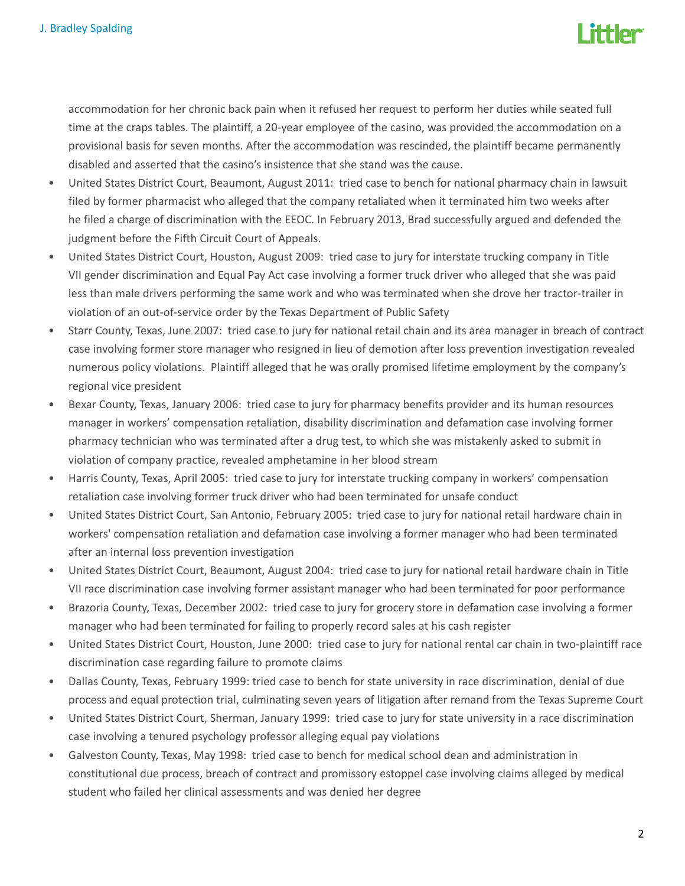accommodation for her chronic back pain when it refused her request to perform her duties while seated full time at the craps tables. The plaintiff, a 20-year employee of the casino, was provided the accommodation on a provisional basis for seven months. After the accommodation was rescinded, the plaintiff became permanently disabled and asserted that the casino's insistence that she stand was the cause.

- United States District Court, Beaumont, August 2011: tried case to bench for national pharmacy chain in lawsuit filed by former pharmacist who alleged that the company retaliated when it terminated him two weeks after he filed a charge of discrimination with the EEOC. In February 2013, Brad successfully argued and defended the judgment before the Fifth Circuit Court of Appeals.
- United States District Court, Houston, August 2009: tried case to jury for interstate trucking company in Title VII gender discrimination and Equal Pay Act case involving a former truck driver who alleged that she was paid less than male drivers performing the same work and who was terminated when she drove her tractor-trailer in violation of an out-of-service order by the Texas Department of Public Safety
- Starr County, Texas, June 2007: tried case to jury for national retail chain and its area manager in breach of contract case involving former store manager who resigned in lieu of demotion after loss prevention investigation revealed numerous policy violations. Plaintiff alleged that he was orally promised lifetime employment by the company's regional vice president
- Bexar County, Texas, January 2006: tried case to jury for pharmacy benefits provider and its human resources manager in workers' compensation retaliation, disability discrimination and defamation case involving former pharmacy technician who was terminated after a drug test, to which she was mistakenly asked to submit in violation of company practice, revealed amphetamine in her blood stream
- Harris County, Texas, April 2005: tried case to jury for interstate trucking company in workers' compensation retaliation case involving former truck driver who had been terminated for unsafe conduct
- United States District Court, San Antonio, February 2005: tried case to jury for national retail hardware chain in workers' compensation retaliation and defamation case involving a former manager who had been terminated after an internal loss prevention investigation
- United States District Court, Beaumont, August 2004: tried case to jury for national retail hardware chain in Title VII race discrimination case involving former assistant manager who had been terminated for poor performance
- Brazoria County, Texas, December 2002: tried case to jury for grocery store in defamation case involving a former manager who had been terminated for failing to properly record sales at his cash register
- United States District Court, Houston, June 2000: tried case to jury for national rental car chain in two-plaintiff race discrimination case regarding failure to promote claims
- Dallas County, Texas, February 1999: tried case to bench for state university in race discrimination, denial of due process and equal protection trial, culminating seven years of litigation after remand from the Texas Supreme Court
- United States District Court, Sherman, January 1999: tried case to jury for state university in a race discrimination case involving a tenured psychology professor alleging equal pay violations
- Galveston County, Texas, May 1998: tried case to bench for medical school dean and administration in constitutional due process, breach of contract and promissory estoppel case involving claims alleged by medical student who failed her clinical assessments and was denied her degree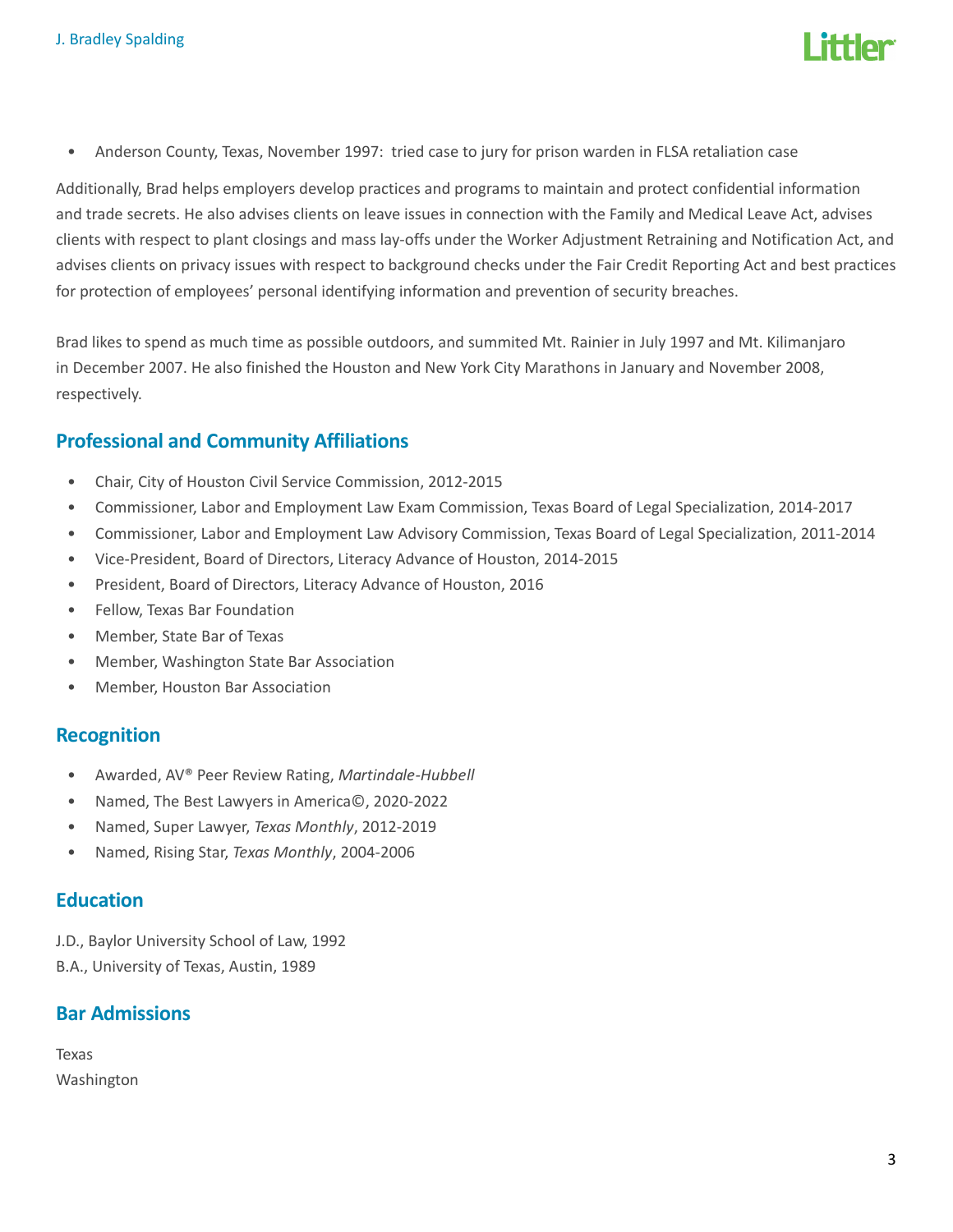- Anderson County, Texas, November 1997: tried case to jury for prison warden in FLSA retaliation case

Additionally, Brad helps employers develop practices and programs to maintain and protect confidential information and trade secrets. He also advises clients on leave issues in connection with the Family and Medical Leave Act, advises clients with respect to plant closings and mass lay-offs under the Worker Adjustment Retraining and Notification Act, and advises clients on privacy issues with respect to background checks under the Fair Credit Reporting Act and best practices for protection of employees' personal identifying information and prevention of security breaches.

Brad likes to spend as much time as possible outdoors, and summited Mt. Rainier in July 1997 and Mt. Kilimanjaro in December 2007. He also finished the Houston and New York City Marathons in January and November 2008, respectively.

## Professional and Community Affiliations

- Chair, City of Houston Civil Service Commission, 2012-2015
- Commissioner, Labor and Employment Law Exam Commission, Texas Board of Legal Specialization, 2014-2017
- Commissioner, Labor and Employment Law Advisory Commission, Texas Board of Legal Specialization, 2011-2014
- Vice-President, Board of Directors, Literacy Advance of Houston, 2014-2015
- President, Board of Directors, Literacy Advance of Houston, 2016
- Fellow, Texas Bar Foundation
- Member, State Bar of Texas
- Member, Washington State Bar Association
- Member, Houston Bar Association

## Recognition

- Awarded, AV® Peer Review Rating, *Martindale-Hubbell*
- Named, The Best Lawyers in America©, 2020-2022
- Named, Super Lawyer, *Texas Monthly*, 2012-2019
- Named, Rising Star, *Texas Monthly*, 2004-2006

## Education

J.D., Baylor University School of Law, 1992
B.A., University of Texas, Austin, 1989

## Bar Admissions

Texas
Washington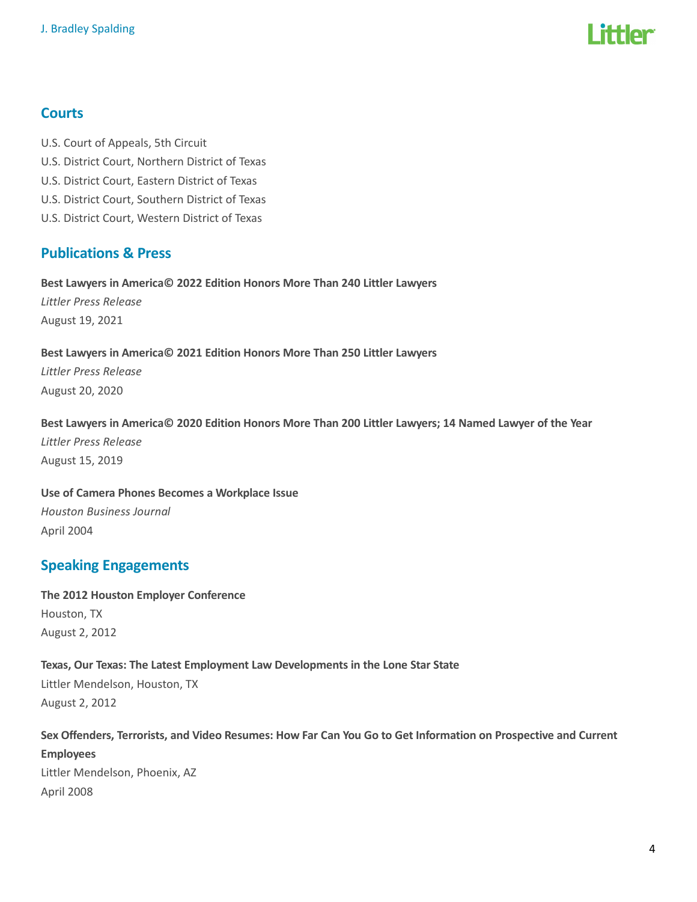## Courts

U.S. Court of Appeals, 5th Circuit
U.S. District Court, Northern District of Texas
U.S. District Court, Eastern District of Texas
U.S. District Court, Southern District of Texas
U.S. District Court, Western District of Texas

## Publications & Press

**Best Lawyers in America© 2022 Edition Honors More Than 240 Littler Lawyers**
*Littler Press Release*
August 19, 2021

**Best Lawyers in America© 2021 Edition Honors More Than 250 Littler Lawyers**
*Littler Press Release*
August 20, 2020

**Best Lawyers in America© 2020 Edition Honors More Than 200 Littler Lawyers; 14 Named Lawyer of the Year**
*Littler Press Release*
August 15, 2019

**Use of Camera Phones Becomes a Workplace Issue**
*Houston Business Journal*
April 2004

## Speaking Engagements

**The 2012 Houston Employer Conference**
Houston, TX
August 2, 2012

**Texas, Our Texas: The Latest Employment Law Developments in the Lone Star State**
Littler Mendelson, Houston, TX
August 2, 2012

**Sex Offenders, Terrorists, and Video Resumes: How Far Can You Go to Get Information on Prospective and Current Employees**
Littler Mendelson, Phoenix, AZ
April 2008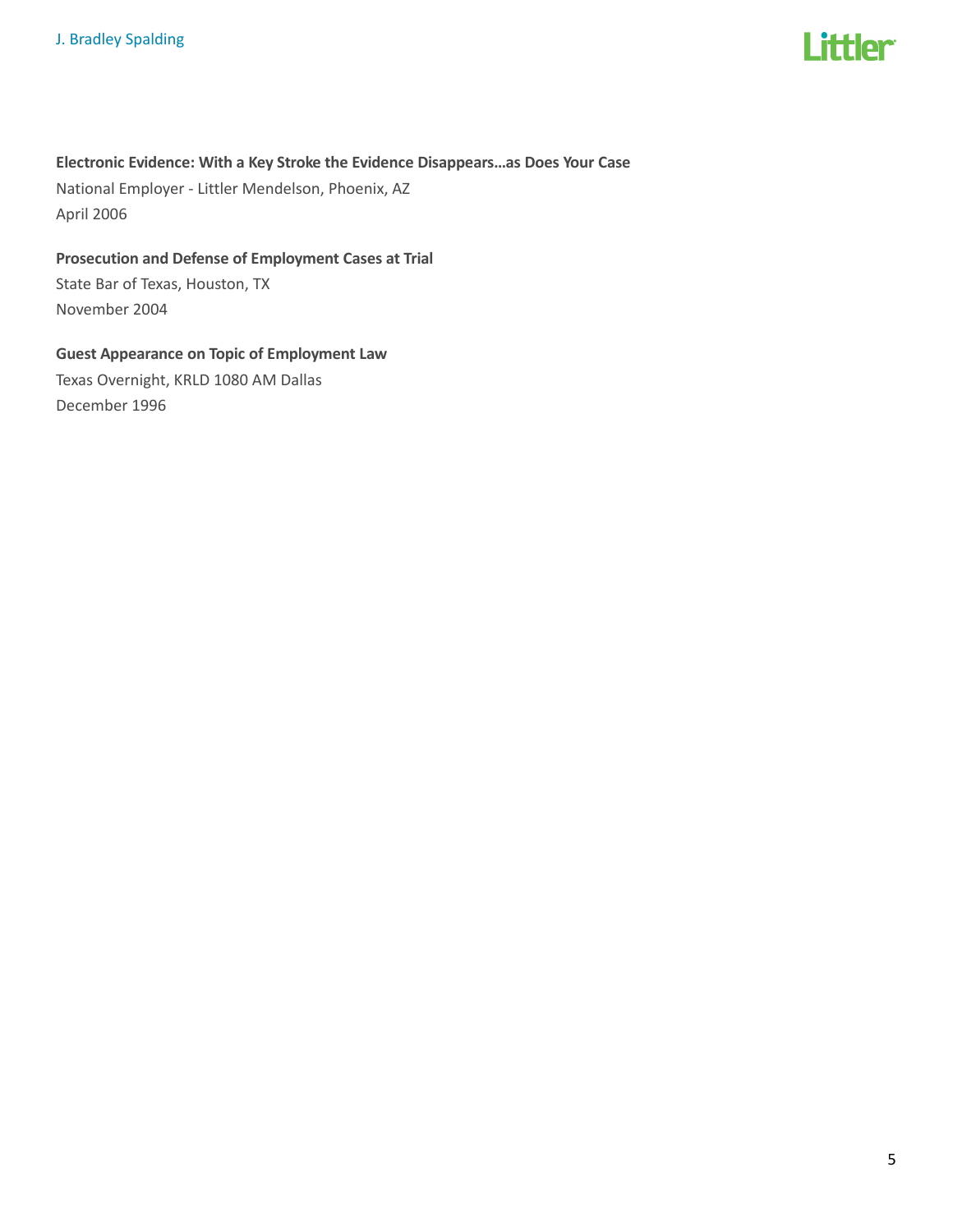**Electronic Evidence: With a Key Stroke the Evidence Disappears…as Does Your Case**
National Employer - Littler Mendelson, Phoenix, AZ
April 2006

**Prosecution and Defense of Employment Cases at Trial**
State Bar of Texas, Houston, TX
November 2004

**Guest Appearance on Topic of Employment Law**
Texas Overnight, KRLD 1080 AM Dallas
December 1996